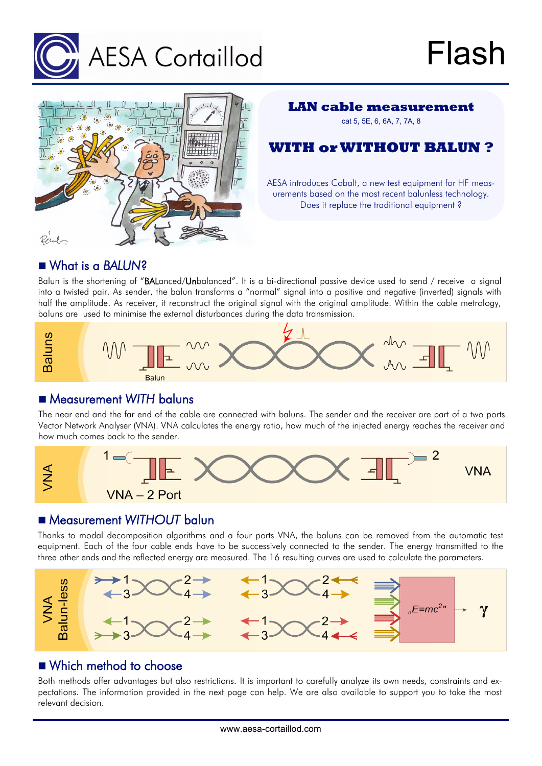# AESA Cortaillod

# Flash

## LAN cable measurement

cat 5, 5E, 6, 6A, 7, 7A, 8

## WITH or WITHOUT BALUN ?

AESA introduces Cobalt, a new test equipment for HF measurements based on the most recent balunless technology. Does it replace the traditional equipment ?

## ■ What is a *BALUN*?

Balun is the shortening of "**BAL**anced/**Un**balanced". It is a bi-directional passive device used to send / receive a signal into a twisted pair. As sender, the balun transforms a "normal" signal into a positive and negative (inverted) signals with half the amplitude. As receiver, it reconstruct the original signal with the original amplitude. Within the cable metrology, baluns are used to minimise the external disturbances during the data transmission.

Baluns

Balun

## ■ Measurement *WITH* baluns

The near end and the far end of the cable are connected with baluns. The sender and the receiver are part of a two ports Vector Network Analyser (VNA). VNA calculates the energy ratio, how much of the injected energy reaches the receiver and how much comes back to the sender.

VNA

1 — 2

VNA – 2 Port

VNA

## ■ Measurement *WITHOUT* balun

Thanks to modal decomposition algorithms and a four ports VNA, the baluns can be removed from the automatic test equipment. Each of the four cable ends have to be successively connected to the sender. The energy transmitted to the three other ends and the reflected energy are measured. The 16 resulting curves are used to calculate the parameters.

VNA Balun-less

„E=mc²" → γ

## ■ Which method to choose

Both methods offer advantages but also restrictions. It is important to carefully analyze its own needs, constraints and expectations. The information provided in the next page can help. We are also available to support you to take the most relevant decision.

www.aesa-cortaillod.com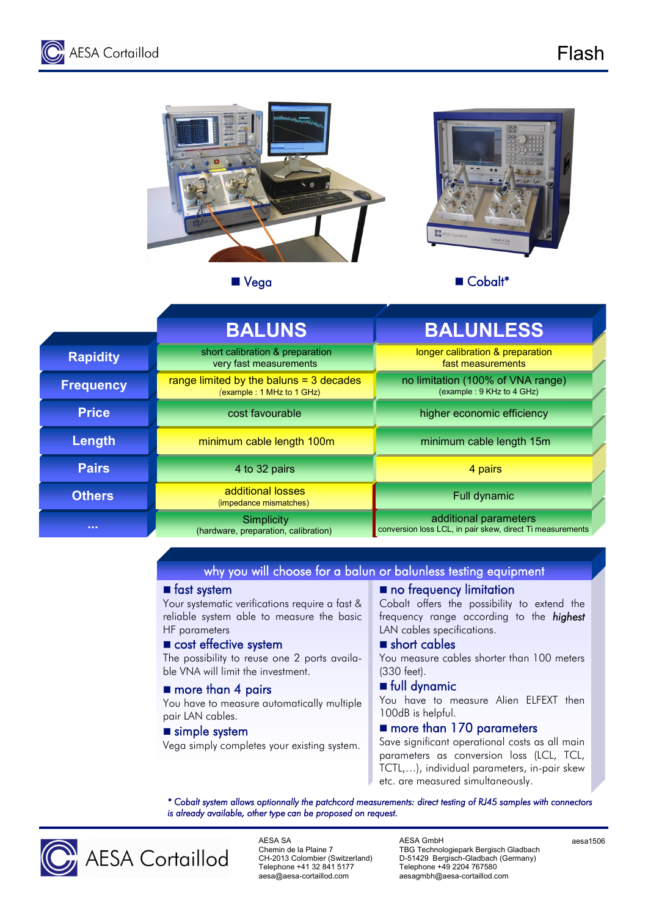# Flash

■ Vega

■ Cobalt*

| | BALUNS | BALUNLESS |
|---|---|---|
| **Rapidity** | short calibration & preparation<br>very fast measurements | longer calibration & preparation<br>fast measurements |
| **Frequency** | range limited by the baluns = 3 decades<br>(example : 1 MHz to 1 GHz) | no limitation (100% of VNA range)<br>(example : 9 KHz to 4 GHz) |
| **Price** | cost favourable | higher economic efficiency |
| **Length** | minimum cable length 100m | minimum cable length 15m |
| **Pairs** | 4 to 32 pairs | 4 pairs |
| **Others** | additional losses<br>(impedance mismatches) | Full dynamic |
| **...** | Simplicity<br>(hardware, preparation, calibration) | additional parameters<br>conversion loss LCL, in pair skew, direct Ti measurements |

## why you will choose for a balun or balunless testing equipment

### ■ fast system
Your systematic verifications require a fast & reliable system able to measure the basic HF parameters

### ■ cost effective system
The possibility to reuse one 2 ports available VNA will limit the investment.

### ■ more than 4 pairs
You have to measure automatically multiple pair LAN cables.

### ■ simple system
Vega simply completes your existing system.

### ■ no frequency limitation
Cobalt offers the possibility to extend the frequency range according to the *highest* LAN cables specifications.

### ■ short cables
You measure cables shorter than 100 meters (330 feet).

### ■ full dynamic
You have to measure Alien ELFEXT then 100dB is helpful.

### ■ more than 170 parameters
Save significant operational costs as all main parameters as conversion loss (LCL, TCL, TCTL,...), individual parameters, in-pair skew etc. are measured simultaneously.

*\* Cobalt system allows optionnally the patchcord measurements: direct testing of RJ45 samples with connectors is already available, other type can be proposed on request.*

AESA Cortaillod

AESA SA
Chemin de la Plaine 7
CH-2013 Colombier (Switzerland)
Telephone +41 32 841 5177
aesa@aesa-cortaillod.com

AESA GmbH
TBG Technologiepark Bergisch Gladbach
D-51429 Bergisch-Gladbach (Germany)
Telephone +49 2204 767580
aesagmbh@aesa-cortaillod.com

aesa1506